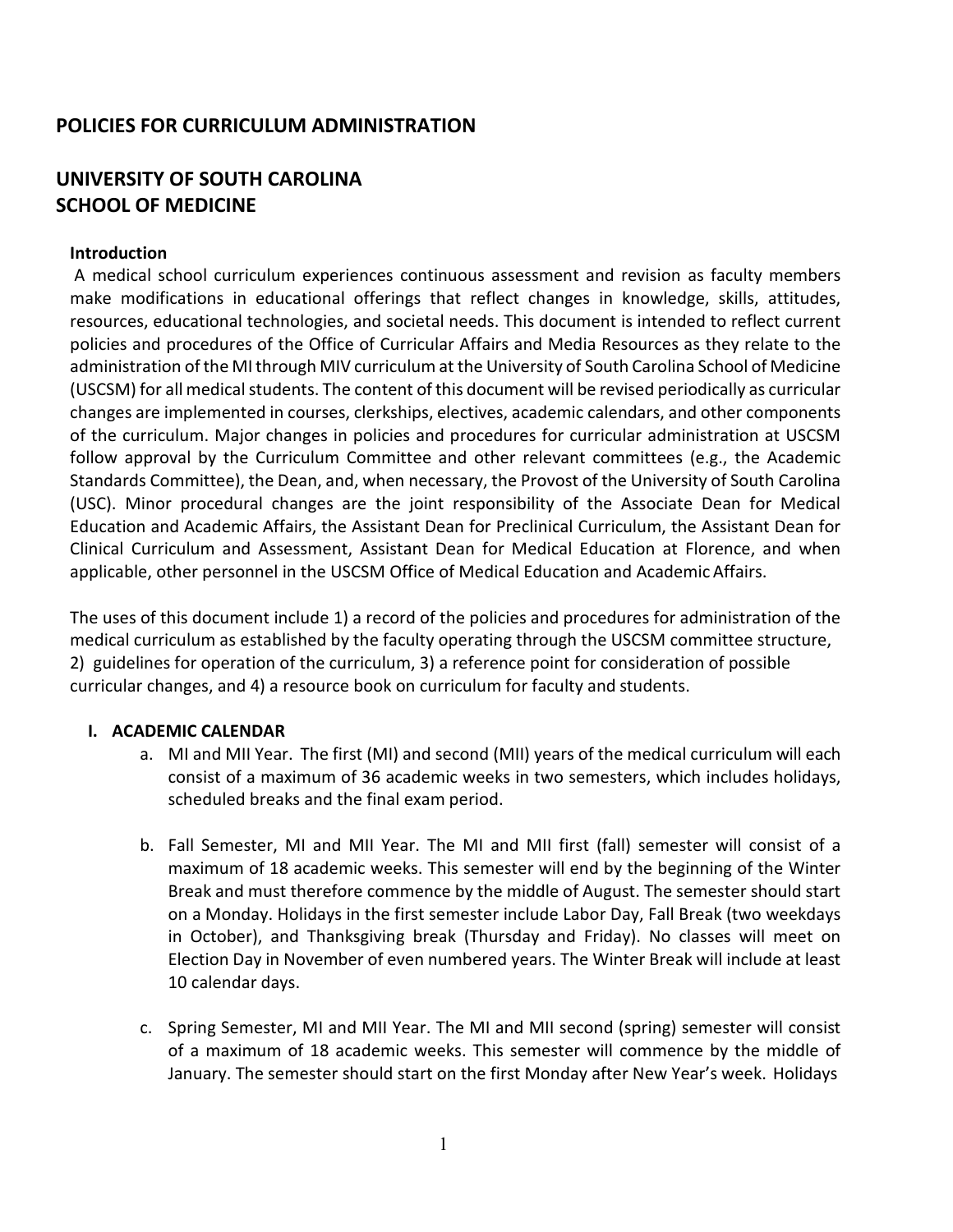# POLICIES FOR CURRICULUM ADMINISTRATION

# UNIVERSITY OF SOUTH CAROLINA
# SCHOOL OF MEDICINE

### Introduction

A medical school curriculum experiences continuous assessment and revision as faculty members make modifications in educational offerings that reflect changes in knowledge, skills, attitudes, resources, educational technologies, and societal needs. This document is intended to reflect current policies and procedures of the Office of Curricular Affairs and Media Resources as they relate to the administration of the MI through MIV curriculum at the University of South Carolina School of Medicine (USCSM) for all medical students. The content of this document will be revised periodically as curricular changes are implemented in courses, clerkships, electives, academic calendars, and other components of the curriculum. Major changes in policies and procedures for curricular administration at USCSM follow approval by the Curriculum Committee and other relevant committees (e.g., the Academic Standards Committee), the Dean, and, when necessary, the Provost of the University of South Carolina (USC). Minor procedural changes are the joint responsibility of the Associate Dean for Medical Education and Academic Affairs, the Assistant Dean for Preclinical Curriculum, the Assistant Dean for Clinical Curriculum and Assessment, Assistant Dean for Medical Education at Florence, and when applicable, other personnel in the USCSM Office of Medical Education and Academic Affairs.

The uses of this document include 1) a record of the policies and procedures for administration of the medical curriculum as established by the faculty operating through the USCSM committee structure, 2) guidelines for operation of the curriculum, 3) a reference point for consideration of possible curricular changes, and 4) a resource book on curriculum for faculty and students.

## I. ACADEMIC CALENDAR

a. MI and MII Year. The first (MI) and second (MII) years of the medical curriculum will each consist of a maximum of 36 academic weeks in two semesters, which includes holidays, scheduled breaks and the final exam period.

b. Fall Semester, MI and MII Year. The MI and MII first (fall) semester will consist of a maximum of 18 academic weeks. This semester will end by the beginning of the Winter Break and must therefore commence by the middle of August. The semester should start on a Monday. Holidays in the first semester include Labor Day, Fall Break (two weekdays in October), and Thanksgiving break (Thursday and Friday). No classes will meet on Election Day in November of even numbered years. The Winter Break will include at least 10 calendar days.

c. Spring Semester, MI and MII Year. The MI and MII second (spring) semester will consist of a maximum of 18 academic weeks. This semester will commence by the middle of January. The semester should start on the first Monday after New Year's week. Holidays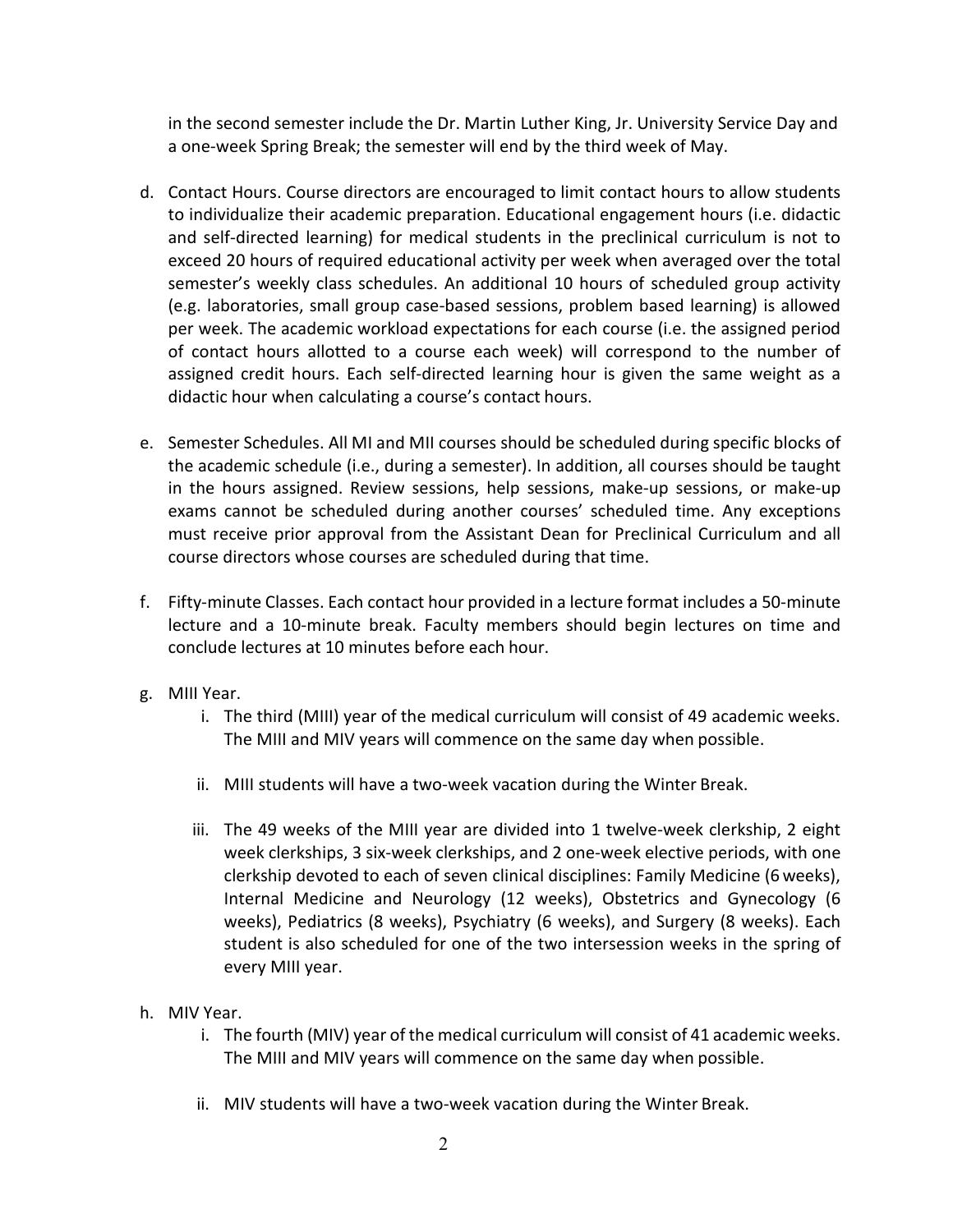in the second semester include the Dr. Martin Luther King, Jr. University Service Day and a one-week Spring Break; the semester will end by the third week of May.

d. Contact Hours. Course directors are encouraged to limit contact hours to allow students to individualize their academic preparation. Educational engagement hours (i.e. didactic and self-directed learning) for medical students in the preclinical curriculum is not to exceed 20 hours of required educational activity per week when averaged over the total semester's weekly class schedules. An additional 10 hours of scheduled group activity (e.g. laboratories, small group case-based sessions, problem based learning) is allowed per week. The academic workload expectations for each course (i.e. the assigned period of contact hours allotted to a course each week) will correspond to the number of assigned credit hours. Each self-directed learning hour is given the same weight as a didactic hour when calculating a course's contact hours.

e. Semester Schedules. All MI and MII courses should be scheduled during specific blocks of the academic schedule (i.e., during a semester). In addition, all courses should be taught in the hours assigned. Review sessions, help sessions, make-up sessions, or make-up exams cannot be scheduled during another courses' scheduled time. Any exceptions must receive prior approval from the Assistant Dean for Preclinical Curriculum and all course directors whose courses are scheduled during that time.

f. Fifty-minute Classes. Each contact hour provided in a lecture format includes a 50-minute lecture and a 10-minute break. Faculty members should begin lectures on time and conclude lectures at 10 minutes before each hour.

g. MIII Year.
   i. The third (MIII) year of the medical curriculum will consist of 49 academic weeks. The MIII and MIV years will commence on the same day when possible.

   ii. MIII students will have a two-week vacation during the Winter Break.

   iii. The 49 weeks of the MIII year are divided into 1 twelve-week clerkship, 2 eight week clerkships, 3 six-week clerkships, and 2 one-week elective periods, with one clerkship devoted to each of seven clinical disciplines: Family Medicine (6 weeks), Internal Medicine and Neurology (12 weeks), Obstetrics and Gynecology (6 weeks), Pediatrics (8 weeks), Psychiatry (6 weeks), and Surgery (8 weeks). Each student is also scheduled for one of the two intersession weeks in the spring of every MIII year.

h. MIV Year.
   i. The fourth (MIV) year of the medical curriculum will consist of 41 academic weeks. The MIII and MIV years will commence on the same day when possible.

   ii. MIV students will have a two-week vacation during the Winter Break.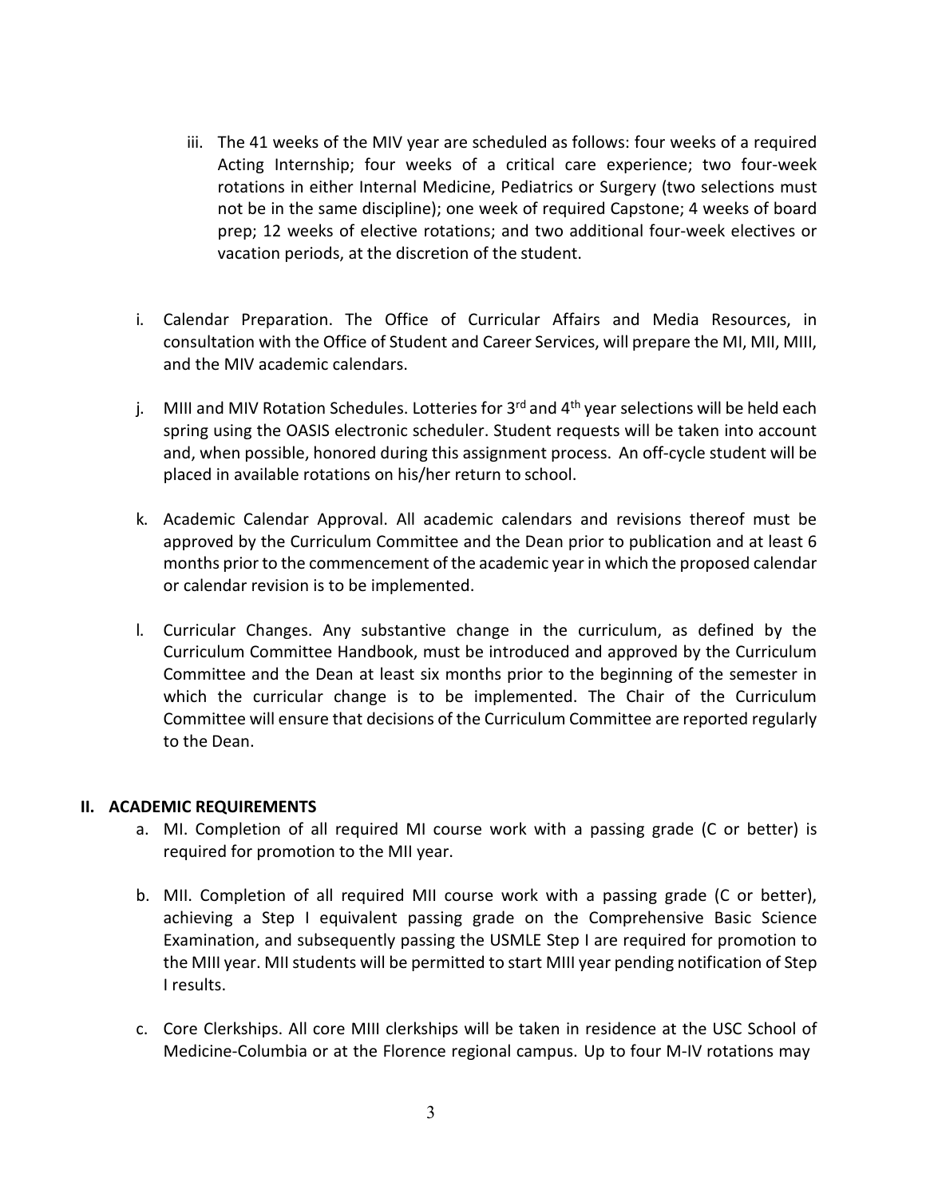iii. The 41 weeks of the MIV year are scheduled as follows: four weeks of a required Acting Internship; four weeks of a critical care experience; two four-week rotations in either Internal Medicine, Pediatrics or Surgery (two selections must not be in the same discipline); one week of required Capstone; 4 weeks of board prep; 12 weeks of elective rotations; and two additional four-week electives or vacation periods, at the discretion of the student.

i. Calendar Preparation. The Office of Curricular Affairs and Media Resources, in consultation with the Office of Student and Career Services, will prepare the MI, MII, MIII, and the MIV academic calendars.

j. MIII and MIV Rotation Schedules. Lotteries for 3rd and 4th year selections will be held each spring using the OASIS electronic scheduler. Student requests will be taken into account and, when possible, honored during this assignment process. An off-cycle student will be placed in available rotations on his/her return to school.

k. Academic Calendar Approval. All academic calendars and revisions thereof must be approved by the Curriculum Committee and the Dean prior to publication and at least 6 months prior to the commencement of the academic year in which the proposed calendar or calendar revision is to be implemented.

l. Curricular Changes. Any substantive change in the curriculum, as defined by the Curriculum Committee Handbook, must be introduced and approved by the Curriculum Committee and the Dean at least six months prior to the beginning of the semester in which the curricular change is to be implemented. The Chair of the Curriculum Committee will ensure that decisions of the Curriculum Committee are reported regularly to the Dean.

## II. ACADEMIC REQUIREMENTS

a. MI. Completion of all required MI course work with a passing grade (C or better) is required for promotion to the MII year.

b. MII. Completion of all required MII course work with a passing grade (C or better), achieving a Step I equivalent passing grade on the Comprehensive Basic Science Examination, and subsequently passing the USMLE Step I are required for promotion to the MIII year. MII students will be permitted to start MIII year pending notification of Step I results.

c. Core Clerkships. All core MIII clerkships will be taken in residence at the USC School of Medicine-Columbia or at the Florence regional campus. Up to four M-IV rotations may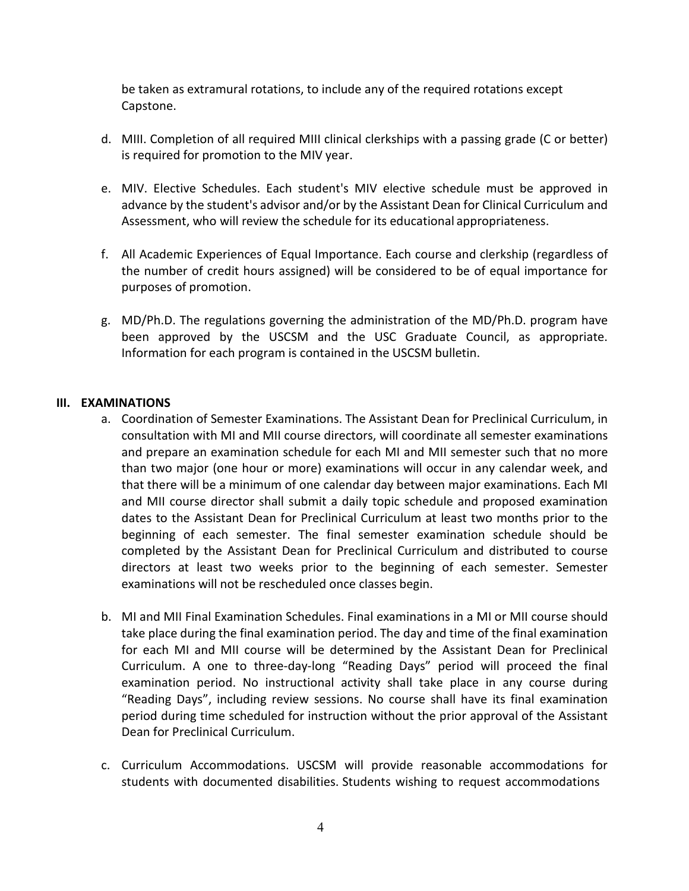be taken as extramural rotations, to include any of the required rotations except Capstone.

d. MIII. Completion of all required MIII clinical clerkships with a passing grade (C or better) is required for promotion to the MIV year.

e. MIV. Elective Schedules. Each student's MIV elective schedule must be approved in advance by the student's advisor and/or by the Assistant Dean for Clinical Curriculum and Assessment, who will review the schedule for its educational appropriateness.

f. All Academic Experiences of Equal Importance. Each course and clerkship (regardless of the number of credit hours assigned) will be considered to be of equal importance for purposes of promotion.

g. MD/Ph.D. The regulations governing the administration of the MD/Ph.D. program have been approved by the USCSM and the USC Graduate Council, as appropriate. Information for each program is contained in the USCSM bulletin.

## III. EXAMINATIONS

a. Coordination of Semester Examinations. The Assistant Dean for Preclinical Curriculum, in consultation with MI and MII course directors, will coordinate all semester examinations and prepare an examination schedule for each MI and MII semester such that no more than two major (one hour or more) examinations will occur in any calendar week, and that there will be a minimum of one calendar day between major examinations. Each MI and MII course director shall submit a daily topic schedule and proposed examination dates to the Assistant Dean for Preclinical Curriculum at least two months prior to the beginning of each semester. The final semester examination schedule should be completed by the Assistant Dean for Preclinical Curriculum and distributed to course directors at least two weeks prior to the beginning of each semester. Semester examinations will not be rescheduled once classes begin.

b. MI and MII Final Examination Schedules. Final examinations in a MI or MII course should take place during the final examination period. The day and time of the final examination for each MI and MII course will be determined by the Assistant Dean for Preclinical Curriculum. A one to three-day-long "Reading Days" period will proceed the final examination period. No instructional activity shall take place in any course during "Reading Days", including review sessions. No course shall have its final examination period during time scheduled for instruction without the prior approval of the Assistant Dean for Preclinical Curriculum.

c. Curriculum Accommodations. USCSM will provide reasonable accommodations for students with documented disabilities. Students wishing to request accommodations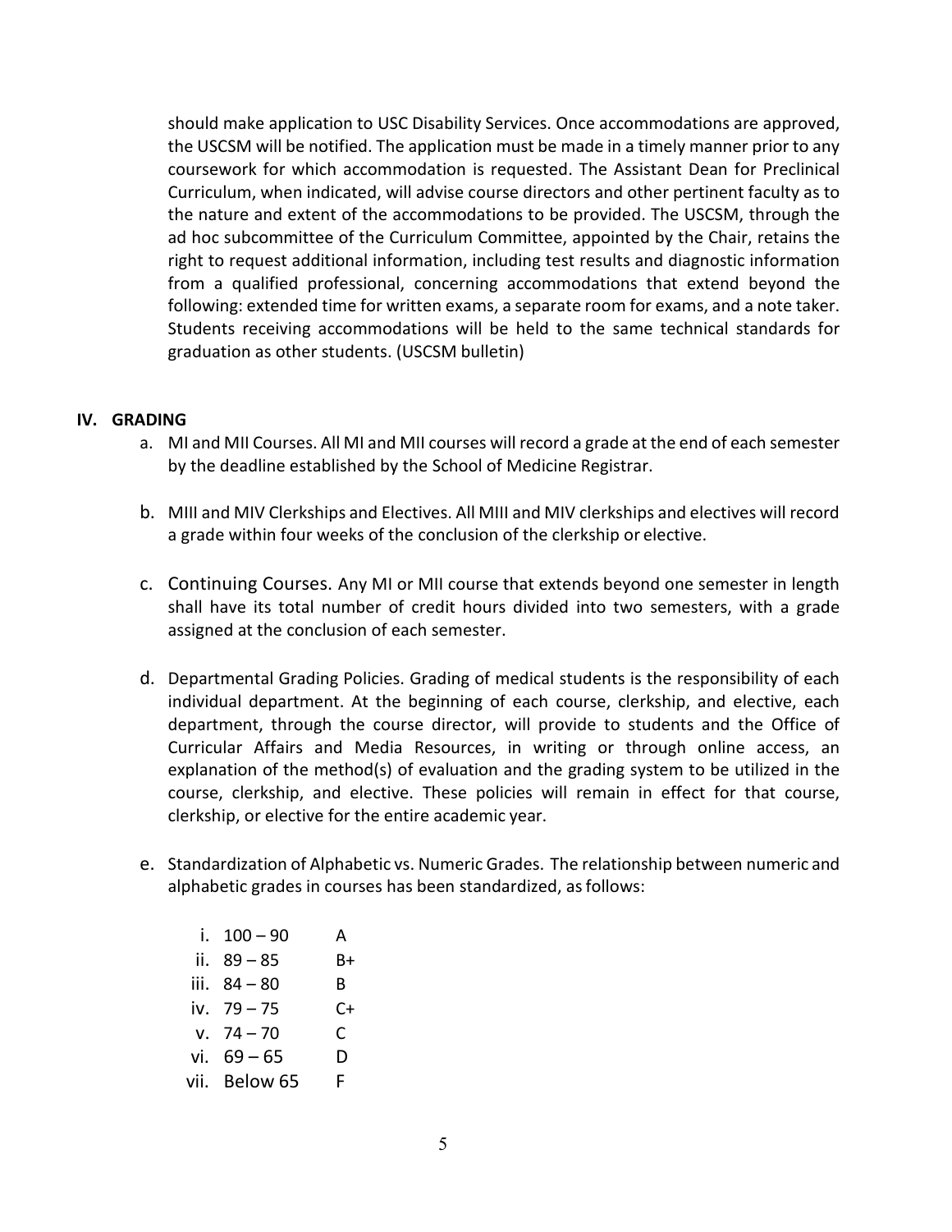should make application to USC Disability Services. Once accommodations are approved, the USCSM will be notified. The application must be made in a timely manner prior to any coursework for which accommodation is requested. The Assistant Dean for Preclinical Curriculum, when indicated, will advise course directors and other pertinent faculty as to the nature and extent of the accommodations to be provided. The USCSM, through the ad hoc subcommittee of the Curriculum Committee, appointed by the Chair, retains the right to request additional information, including test results and diagnostic information from a qualified professional, concerning accommodations that extend beyond the following: extended time for written exams, a separate room for exams, and a note taker. Students receiving accommodations will be held to the same technical standards for graduation as other students. (USCSM bulletin)

## IV. GRADING

a. MI and MII Courses. All MI and MII courses will record a grade at the end of each semester by the deadline established by the School of Medicine Registrar.

b. MIII and MIV Clerkships and Electives. All MIII and MIV clerkships and electives will record a grade within four weeks of the conclusion of the clerkship or elective.

c. Continuing Courses. Any MI or MII course that extends beyond one semester in length shall have its total number of credit hours divided into two semesters, with a grade assigned at the conclusion of each semester.

d. Departmental Grading Policies. Grading of medical students is the responsibility of each individual department. At the beginning of each course, clerkship, and elective, each department, through the course director, will provide to students and the Office of Curricular Affairs and Media Resources, in writing or through online access, an explanation of the method(s) of evaluation and the grading system to be utilized in the course, clerkship, and elective. These policies will remain in effect for that course, clerkship, or elective for the entire academic year.

e. Standardization of Alphabetic vs. Numeric Grades. The relationship between numeric and alphabetic grades in courses has been standardized, as follows:

    i. 100 – 90 A
    ii. 89 – 85 B+
    iii. 84 – 80 B
    iv. 79 – 75 C+
    v. 74 – 70 C
    vi. 69 – 65 D
    vii. Below 65 F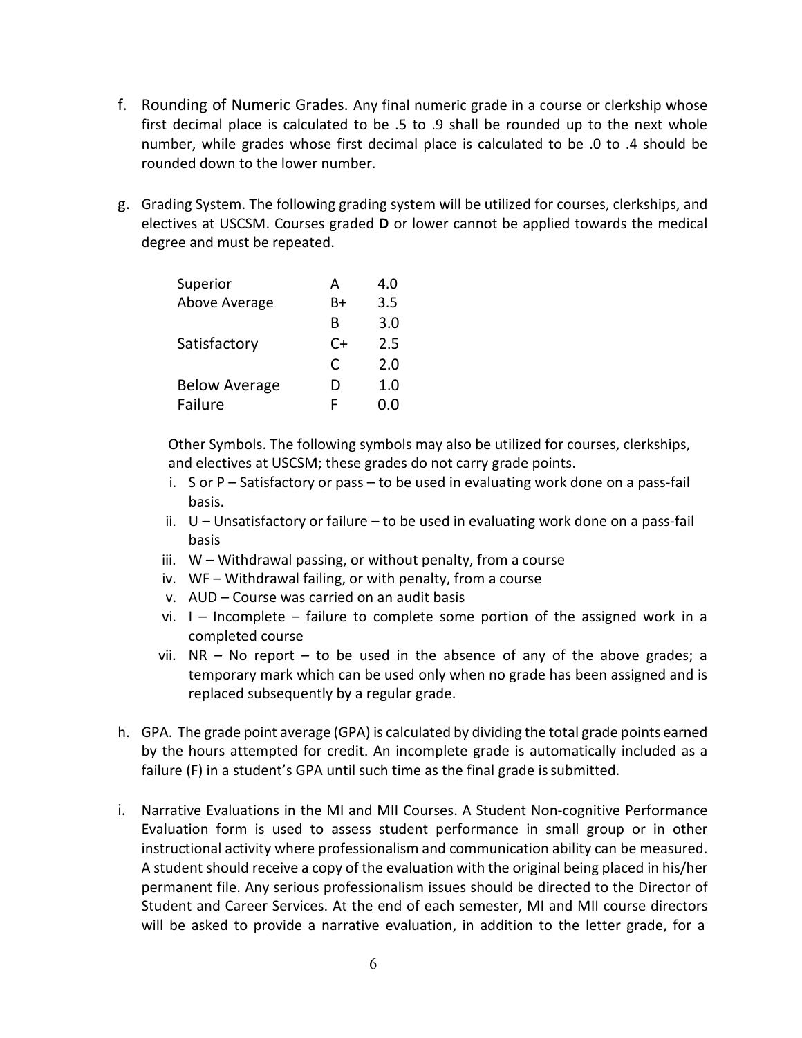f. Rounding of Numeric Grades. Any final numeric grade in a course or clerkship whose first decimal place is calculated to be .5 to .9 shall be rounded up to the next whole number, while grades whose first decimal place is calculated to be .0 to .4 should be rounded down to the lower number.

g. Grading System. The following grading system will be utilized for courses, clerkships, and electives at USCSM. Courses graded **D** or lower cannot be applied towards the medical degree and must be repeated.

| | | |
|---|---|---|
| Superior | A | 4.0 |
| Above Average | B+ | 3.5 |
| | B | 3.0 |
| Satisfactory | C+ | 2.5 |
| | C | 2.0 |
| Below Average | D | 1.0 |
| Failure | F | 0.0 |

Other Symbols. The following symbols may also be utilized for courses, clerkships, and electives at USCSM; these grades do not carry grade points.

i. S or P – Satisfactory or pass – to be used in evaluating work done on a pass-fail basis.
ii. U – Unsatisfactory or failure – to be used in evaluating work done on a pass-fail basis
iii. W – Withdrawal passing, or without penalty, from a course
iv. WF – Withdrawal failing, or with penalty, from a course
v. AUD – Course was carried on an audit basis
vi. I – Incomplete – failure to complete some portion of the assigned work in a completed course
vii. NR – No report – to be used in the absence of any of the above grades; a temporary mark which can be used only when no grade has been assigned and is replaced subsequently by a regular grade.

h. GPA. The grade point average (GPA) is calculated by dividing the total grade points earned by the hours attempted for credit. An incomplete grade is automatically included as a failure (F) in a student's GPA until such time as the final grade is submitted.

i. Narrative Evaluations in the MI and MII Courses. A Student Non-cognitive Performance Evaluation form is used to assess student performance in small group or in other instructional activity where professionalism and communication ability can be measured. A student should receive a copy of the evaluation with the original being placed in his/her permanent file. Any serious professionalism issues should be directed to the Director of Student and Career Services. At the end of each semester, MI and MII course directors will be asked to provide a narrative evaluation, in addition to the letter grade, for a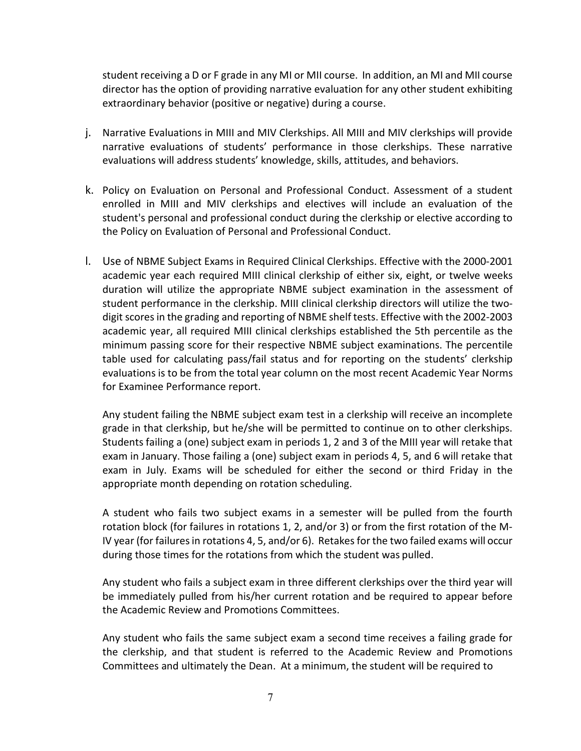student receiving a D or F grade in any MI or MII course. In addition, an MI and MII course director has the option of providing narrative evaluation for any other student exhibiting extraordinary behavior (positive or negative) during a course.

j. Narrative Evaluations in MIII and MIV Clerkships. All MIII and MIV clerkships will provide narrative evaluations of students' performance in those clerkships. These narrative evaluations will address students' knowledge, skills, attitudes, and behaviors.

k. Policy on Evaluation on Personal and Professional Conduct. Assessment of a student enrolled in MIII and MIV clerkships and electives will include an evaluation of the student's personal and professional conduct during the clerkship or elective according to the Policy on Evaluation of Personal and Professional Conduct.

l. Use of NBME Subject Exams in Required Clinical Clerkships. Effective with the 2000-2001 academic year each required MIII clinical clerkship of either six, eight, or twelve weeks duration will utilize the appropriate NBME subject examination in the assessment of student performance in the clerkship. MIII clinical clerkship directors will utilize the two-digit scores in the grading and reporting of NBME shelf tests. Effective with the 2002-2003 academic year, all required MIII clinical clerkships established the 5th percentile as the minimum passing score for their respective NBME subject examinations. The percentile table used for calculating pass/fail status and for reporting on the students' clerkship evaluations is to be from the total year column on the most recent Academic Year Norms for Examinee Performance report.

   Any student failing the NBME subject exam test in a clerkship will receive an incomplete grade in that clerkship, but he/she will be permitted to continue on to other clerkships. Students failing a (one) subject exam in periods 1, 2 and 3 of the MIII year will retake that exam in January. Those failing a (one) subject exam in periods 4, 5, and 6 will retake that exam in July. Exams will be scheduled for either the second or third Friday in the appropriate month depending on rotation scheduling.

   A student who fails two subject exams in a semester will be pulled from the fourth rotation block (for failures in rotations 1, 2, and/or 3) or from the first rotation of the M-IV year (for failures in rotations 4, 5, and/or 6). Retakes for the two failed exams will occur during those times for the rotations from which the student was pulled.

   Any student who fails a subject exam in three different clerkships over the third year will be immediately pulled from his/her current rotation and be required to appear before the Academic Review and Promotions Committees.

   Any student who fails the same subject exam a second time receives a failing grade for the clerkship, and that student is referred to the Academic Review and Promotions Committees and ultimately the Dean. At a minimum, the student will be required to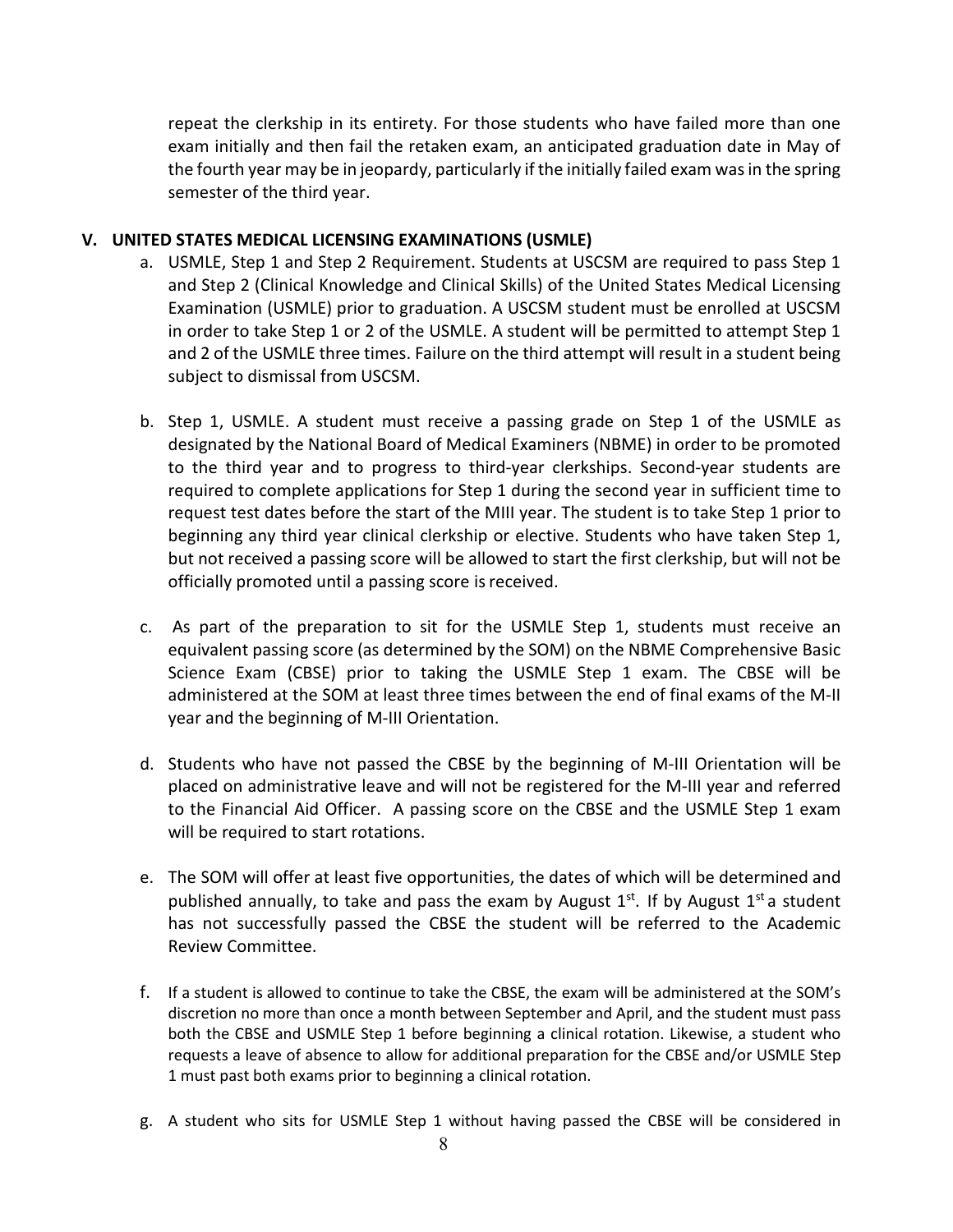repeat the clerkship in its entirety. For those students who have failed more than one exam initially and then fail the retaken exam, an anticipated graduation date in May of the fourth year may be in jeopardy, particularly if the initially failed exam was in the spring semester of the third year.

## V. UNITED STATES MEDICAL LICENSING EXAMINATIONS (USMLE)

a. USMLE, Step 1 and Step 2 Requirement. Students at USCSM are required to pass Step 1 and Step 2 (Clinical Knowledge and Clinical Skills) of the United States Medical Licensing Examination (USMLE) prior to graduation. A USCSM student must be enrolled at USCSM in order to take Step 1 or 2 of the USMLE. A student will be permitted to attempt Step 1 and 2 of the USMLE three times. Failure on the third attempt will result in a student being subject to dismissal from USCSM.

b. Step 1, USMLE. A student must receive a passing grade on Step 1 of the USMLE as designated by the National Board of Medical Examiners (NBME) in order to be promoted to the third year and to progress to third-year clerkships. Second-year students are required to complete applications for Step 1 during the second year in sufficient time to request test dates before the start of the MIII year. The student is to take Step 1 prior to beginning any third year clinical clerkship or elective. Students who have taken Step 1, but not received a passing score will be allowed to start the first clerkship, but will not be officially promoted until a passing score is received.

c. As part of the preparation to sit for the USMLE Step 1, students must receive an equivalent passing score (as determined by the SOM) on the NBME Comprehensive Basic Science Exam (CBSE) prior to taking the USMLE Step 1 exam. The CBSE will be administered at the SOM at least three times between the end of final exams of the M-II year and the beginning of M-III Orientation.

d. Students who have not passed the CBSE by the beginning of M-III Orientation will be placed on administrative leave and will not be registered for the M-III year and referred to the Financial Aid Officer. A passing score on the CBSE and the USMLE Step 1 exam will be required to start rotations.

e. The SOM will offer at least five opportunities, the dates of which will be determined and published annually, to take and pass the exam by August 1st. If by August 1st a student has not successfully passed the CBSE the student will be referred to the Academic Review Committee.

f. If a student is allowed to continue to take the CBSE, the exam will be administered at the SOM's discretion no more than once a month between September and April, and the student must pass both the CBSE and USMLE Step 1 before beginning a clinical rotation. Likewise, a student who requests a leave of absence to allow for additional preparation for the CBSE and/or USMLE Step 1 must past both exams prior to beginning a clinical rotation.

g. A student who sits for USMLE Step 1 without having passed the CBSE will be considered in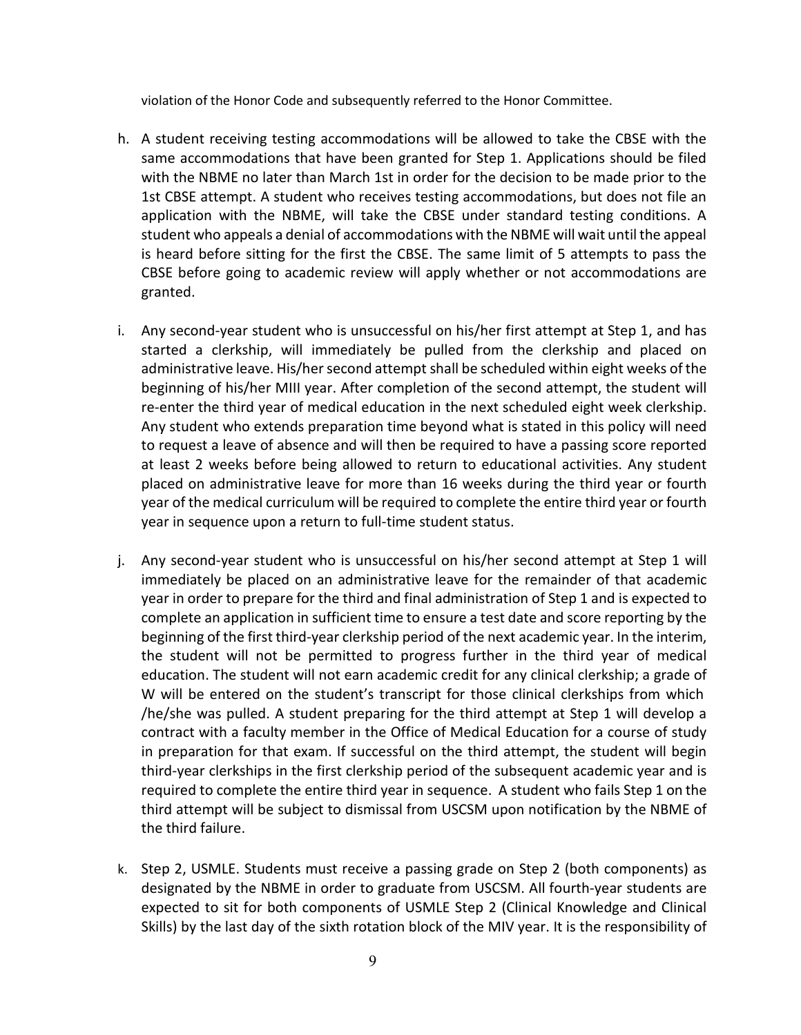violation of the Honor Code and subsequently referred to the Honor Committee.

h. A student receiving testing accommodations will be allowed to take the CBSE with the same accommodations that have been granted for Step 1. Applications should be filed with the NBME no later than March 1st in order for the decision to be made prior to the 1st CBSE attempt. A student who receives testing accommodations, but does not file an application with the NBME, will take the CBSE under standard testing conditions. A student who appeals a denial of accommodations with the NBME will wait until the appeal is heard before sitting for the first the CBSE. The same limit of 5 attempts to pass the CBSE before going to academic review will apply whether or not accommodations are granted.

i. Any second-year student who is unsuccessful on his/her first attempt at Step 1, and has started a clerkship, will immediately be pulled from the clerkship and placed on administrative leave. His/her second attempt shall be scheduled within eight weeks of the beginning of his/her MIII year. After completion of the second attempt, the student will re-enter the third year of medical education in the next scheduled eight week clerkship. Any student who extends preparation time beyond what is stated in this policy will need to request a leave of absence and will then be required to have a passing score reported at least 2 weeks before being allowed to return to educational activities. Any student placed on administrative leave for more than 16 weeks during the third year or fourth year of the medical curriculum will be required to complete the entire third year or fourth year in sequence upon a return to full-time student status.

j. Any second-year student who is unsuccessful on his/her second attempt at Step 1 will immediately be placed on an administrative leave for the remainder of that academic year in order to prepare for the third and final administration of Step 1 and is expected to complete an application in sufficient time to ensure a test date and score reporting by the beginning of the first third-year clerkship period of the next academic year. In the interim, the student will not be permitted to progress further in the third year of medical education. The student will not earn academic credit for any clinical clerkship; a grade of W will be entered on the student's transcript for those clinical clerkships from which /he/she was pulled. A student preparing for the third attempt at Step 1 will develop a contract with a faculty member in the Office of Medical Education for a course of study in preparation for that exam. If successful on the third attempt, the student will begin third-year clerkships in the first clerkship period of the subsequent academic year and is required to complete the entire third year in sequence. A student who fails Step 1 on the third attempt will be subject to dismissal from USCSM upon notification by the NBME of the third failure.

k. Step 2, USMLE. Students must receive a passing grade on Step 2 (both components) as designated by the NBME in order to graduate from USCSM. All fourth-year students are expected to sit for both components of USMLE Step 2 (Clinical Knowledge and Clinical Skills) by the last day of the sixth rotation block of the MIV year. It is the responsibility of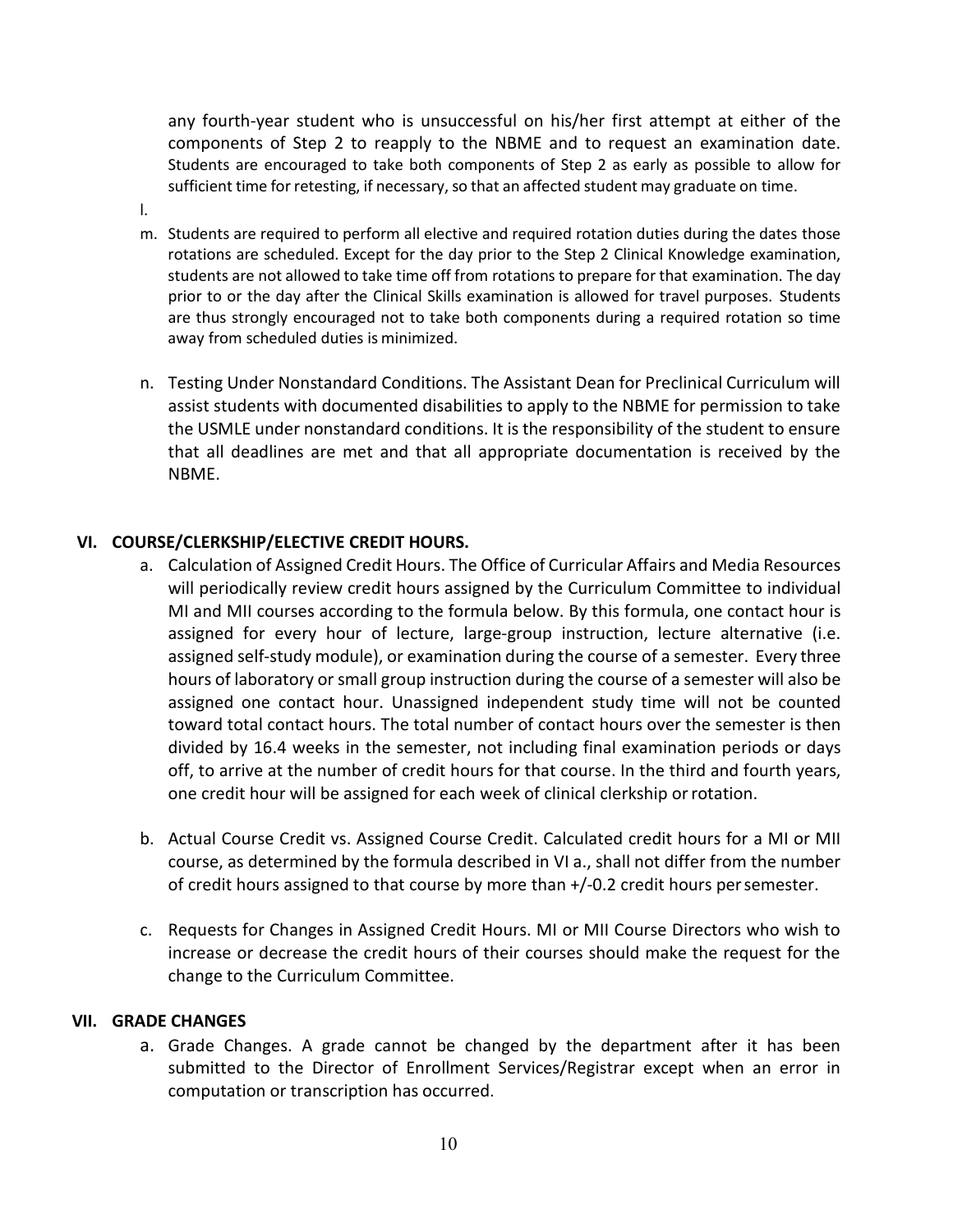any fourth-year student who is unsuccessful on his/her first attempt at either of the components of Step 2 to reapply to the NBME and to request an examination date. Students are encouraged to take both components of Step 2 as early as possible to allow for sufficient time for retesting, if necessary, so that an affected student may graduate on time.

l.

m. Students are required to perform all elective and required rotation duties during the dates those rotations are scheduled. Except for the day prior to the Step 2 Clinical Knowledge examination, students are not allowed to take time off from rotations to prepare for that examination. The day prior to or the day after the Clinical Skills examination is allowed for travel purposes. Students are thus strongly encouraged not to take both components during a required rotation so time away from scheduled duties is minimized.

n. Testing Under Nonstandard Conditions. The Assistant Dean for Preclinical Curriculum will assist students with documented disabilities to apply to the NBME for permission to take the USMLE under nonstandard conditions. It is the responsibility of the student to ensure that all deadlines are met and that all appropriate documentation is received by the NBME.

## VI. COURSE/CLERKSHIP/ELECTIVE CREDIT HOURS.

a. Calculation of Assigned Credit Hours. The Office of Curricular Affairs and Media Resources will periodically review credit hours assigned by the Curriculum Committee to individual MI and MII courses according to the formula below. By this formula, one contact hour is assigned for every hour of lecture, large-group instruction, lecture alternative (i.e. assigned self-study module), or examination during the course of a semester. Every three hours of laboratory or small group instruction during the course of a semester will also be assigned one contact hour. Unassigned independent study time will not be counted toward total contact hours. The total number of contact hours over the semester is then divided by 16.4 weeks in the semester, not including final examination periods or days off, to arrive at the number of credit hours for that course. In the third and fourth years, one credit hour will be assigned for each week of clinical clerkship or rotation.

b. Actual Course Credit vs. Assigned Course Credit. Calculated credit hours for a MI or MII course, as determined by the formula described in VI a., shall not differ from the number of credit hours assigned to that course by more than +/-0.2 credit hours per semester.

c. Requests for Changes in Assigned Credit Hours. MI or MII Course Directors who wish to increase or decrease the credit hours of their courses should make the request for the change to the Curriculum Committee.

## VII. GRADE CHANGES

a. Grade Changes. A grade cannot be changed by the department after it has been submitted to the Director of Enrollment Services/Registrar except when an error in computation or transcription has occurred.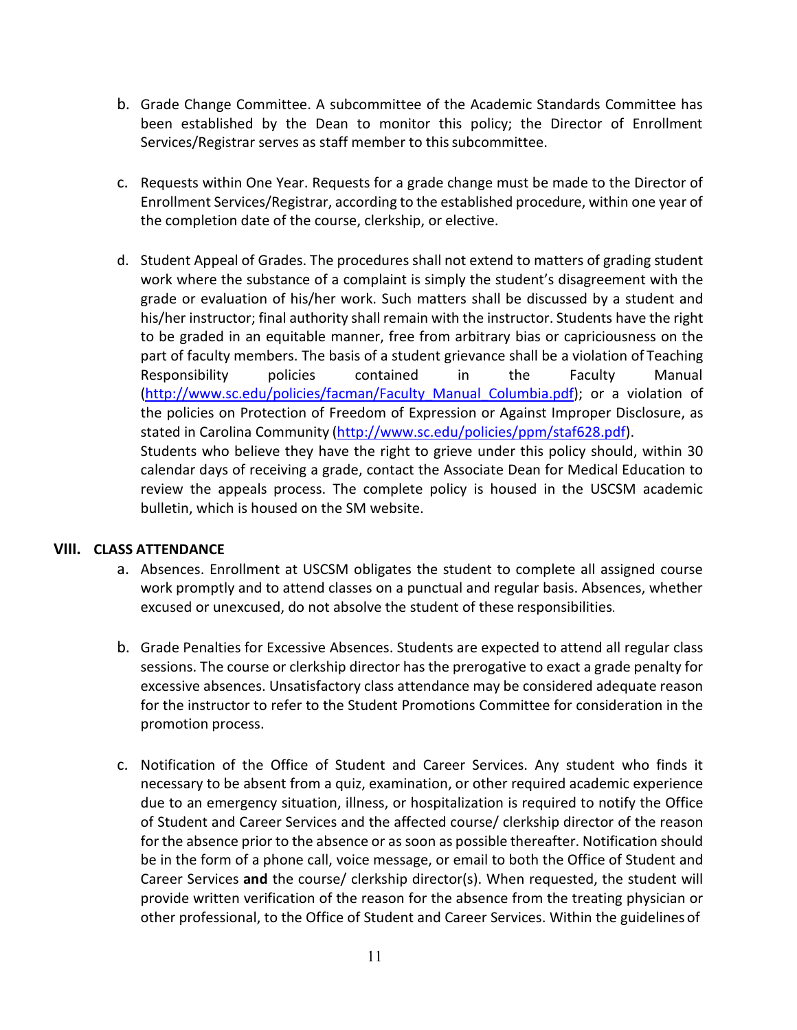b. Grade Change Committee. A subcommittee of the Academic Standards Committee has been established by the Dean to monitor this policy; the Director of Enrollment Services/Registrar serves as staff member to this subcommittee.

c. Requests within One Year. Requests for a grade change must be made to the Director of Enrollment Services/Registrar, according to the established procedure, within one year of the completion date of the course, clerkship, or elective.

d. Student Appeal of Grades. The procedures shall not extend to matters of grading student work where the substance of a complaint is simply the student's disagreement with the grade or evaluation of his/her work. Such matters shall be discussed by a student and his/her instructor; final authority shall remain with the instructor. Students have the right to be graded in an equitable manner, free from arbitrary bias or capriciousness on the part of faculty members. The basis of a student grievance shall be a violation of Teaching Responsibility policies contained in the Faculty Manual (http://www.sc.edu/policies/facman/Faculty_Manual_Columbia.pdf); or a violation of the policies on Protection of Freedom of Expression or Against Improper Disclosure, as stated in Carolina Community (http://www.sc.edu/policies/ppm/staf628.pdf).
Students who believe they have the right to grieve under this policy should, within 30 calendar days of receiving a grade, contact the Associate Dean for Medical Education to review the appeals process. The complete policy is housed in the USCSM academic bulletin, which is housed on the SM website.

## VIII. CLASS ATTENDANCE

a. Absences. Enrollment at USCSM obligates the student to complete all assigned course work promptly and to attend classes on a punctual and regular basis. Absences, whether excused or unexcused, do not absolve the student of these responsibilities.

b. Grade Penalties for Excessive Absences. Students are expected to attend all regular class sessions. The course or clerkship director has the prerogative to exact a grade penalty for excessive absences. Unsatisfactory class attendance may be considered adequate reason for the instructor to refer to the Student Promotions Committee for consideration in the promotion process.

c. Notification of the Office of Student and Career Services. Any student who finds it necessary to be absent from a quiz, examination, or other required academic experience due to an emergency situation, illness, or hospitalization is required to notify the Office of Student and Career Services and the affected course/ clerkship director of the reason for the absence prior to the absence or as soon as possible thereafter. Notification should be in the form of a phone call, voice message, or email to both the Office of Student and Career Services **and** the course/ clerkship director(s). When requested, the student will provide written verification of the reason for the absence from the treating physician or other professional, to the Office of Student and Career Services. Within the guidelines of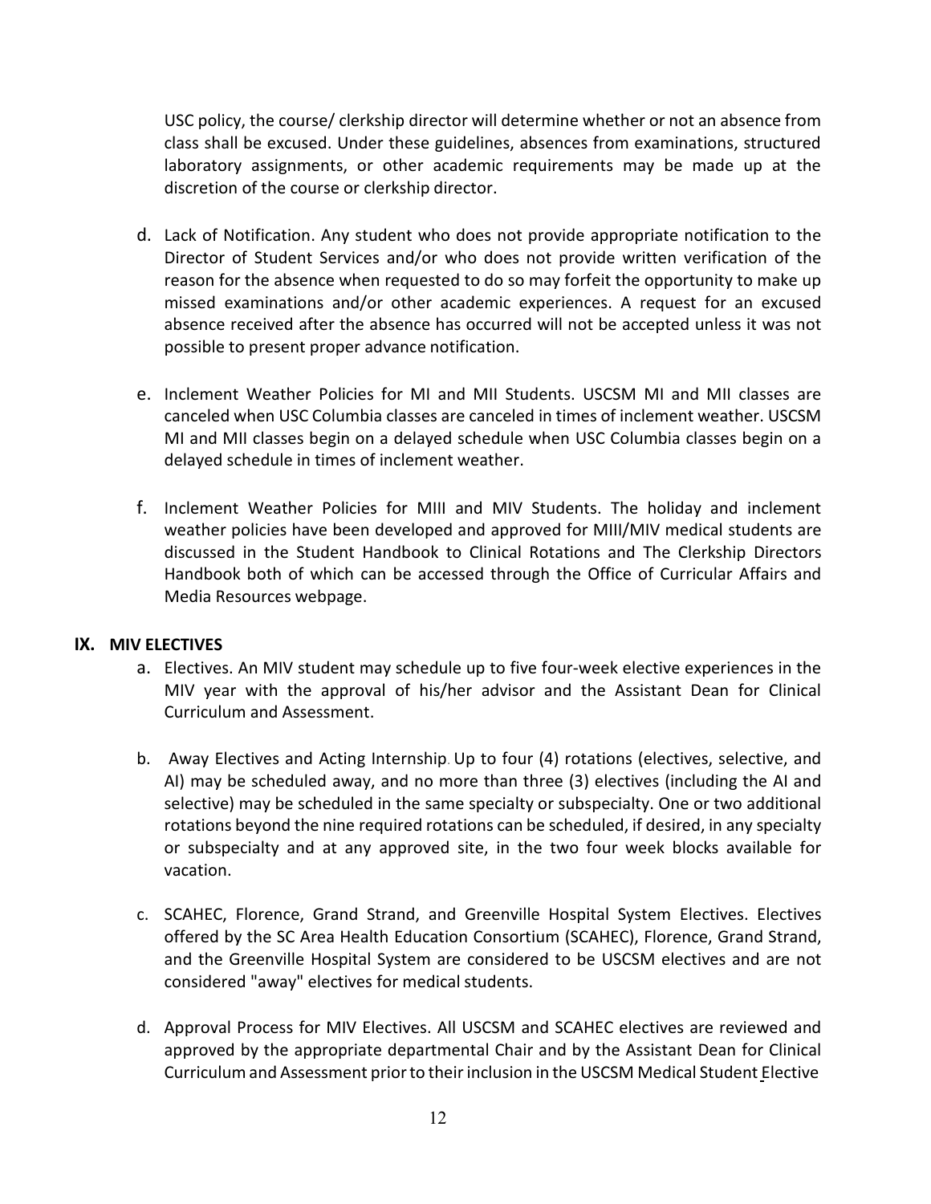USC policy, the course/ clerkship director will determine whether or not an absence from class shall be excused. Under these guidelines, absences from examinations, structured laboratory assignments, or other academic requirements may be made up at the discretion of the course or clerkship director.

d. Lack of Notification. Any student who does not provide appropriate notification to the Director of Student Services and/or who does not provide written verification of the reason for the absence when requested to do so may forfeit the opportunity to make up missed examinations and/or other academic experiences. A request for an excused absence received after the absence has occurred will not be accepted unless it was not possible to present proper advance notification.

e. Inclement Weather Policies for MI and MII Students. USCSM MI and MII classes are canceled when USC Columbia classes are canceled in times of inclement weather. USCSM MI and MII classes begin on a delayed schedule when USC Columbia classes begin on a delayed schedule in times of inclement weather.

f. Inclement Weather Policies for MIII and MIV Students. The holiday and inclement weather policies have been developed and approved for MIII/MIV medical students are discussed in the Student Handbook to Clinical Rotations and The Clerkship Directors Handbook both of which can be accessed through the Office of Curricular Affairs and Media Resources webpage.

## IX. MIV ELECTIVES

a. Electives. An MIV student may schedule up to five four-week elective experiences in the MIV year with the approval of his/her advisor and the Assistant Dean for Clinical Curriculum and Assessment.

b. Away Electives and Acting Internship. Up to four (4) rotations (electives, selective, and AI) may be scheduled away, and no more than three (3) electives (including the AI and selective) may be scheduled in the same specialty or subspecialty. One or two additional rotations beyond the nine required rotations can be scheduled, if desired, in any specialty or subspecialty and at any approved site, in the two four week blocks available for vacation.

c. SCAHEC, Florence, Grand Strand, and Greenville Hospital System Electives. Electives offered by the SC Area Health Education Consortium (SCAHEC), Florence, Grand Strand, and the Greenville Hospital System are considered to be USCSM electives and are not considered "away" electives for medical students.

d. Approval Process for MIV Electives. All USCSM and SCAHEC electives are reviewed and approved by the appropriate departmental Chair and by the Assistant Dean for Clinical Curriculum and Assessment prior to their inclusion in the USCSM Medical Student Elective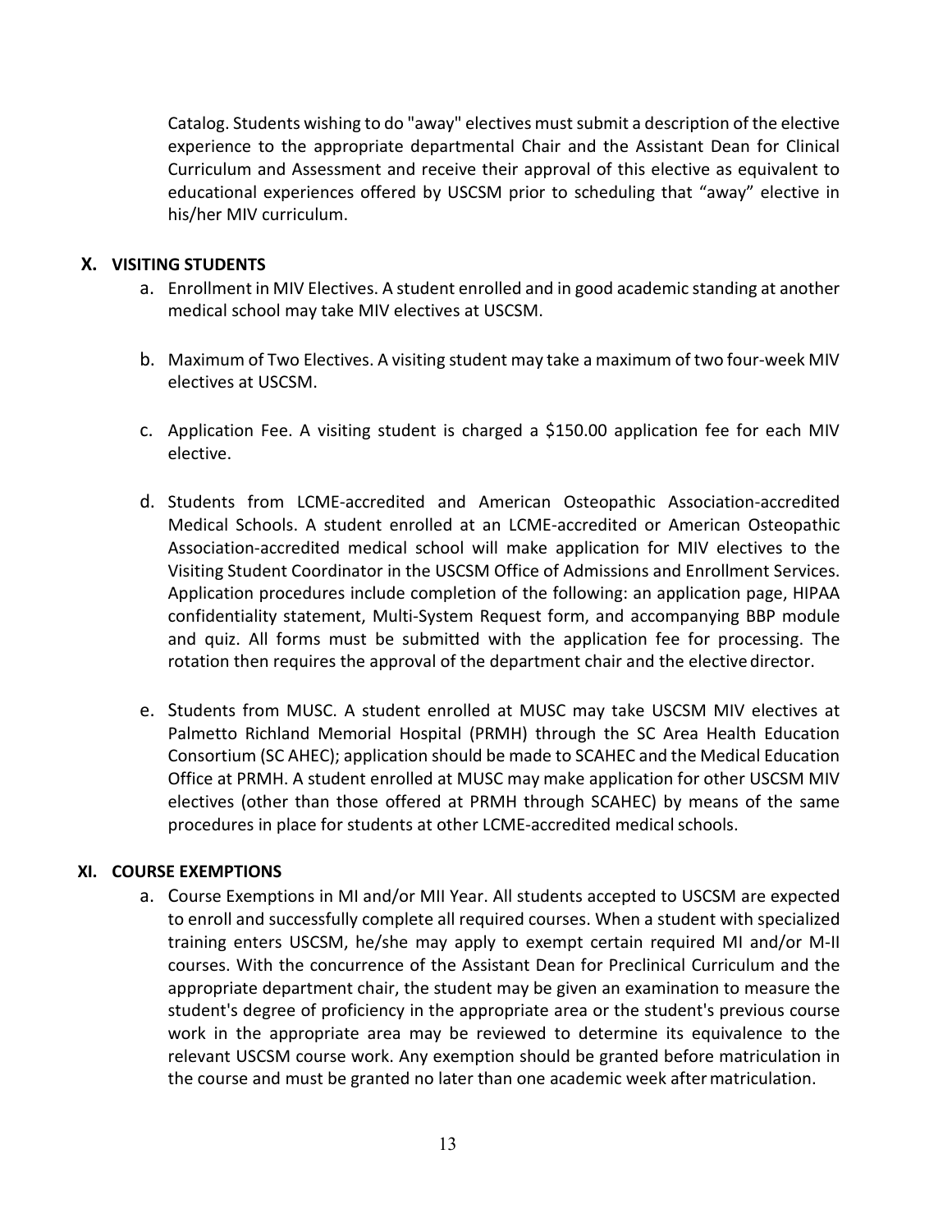Catalog. Students wishing to do "away" electives must submit a description of the elective experience to the appropriate departmental Chair and the Assistant Dean for Clinical Curriculum and Assessment and receive their approval of this elective as equivalent to educational experiences offered by USCSM prior to scheduling that "away" elective in his/her MIV curriculum.

## X. VISITING STUDENTS

a. Enrollment in MIV Electives. A student enrolled and in good academic standing at another medical school may take MIV electives at USCSM.

b. Maximum of Two Electives. A visiting student may take a maximum of two four-week MIV electives at USCSM.

c. Application Fee. A visiting student is charged a $150.00 application fee for each MIV elective.

d. Students from LCME-accredited and American Osteopathic Association-accredited Medical Schools. A student enrolled at an LCME-accredited or American Osteopathic Association-accredited medical school will make application for MIV electives to the Visiting Student Coordinator in the USCSM Office of Admissions and Enrollment Services. Application procedures include completion of the following: an application page, HIPAA confidentiality statement, Multi-System Request form, and accompanying BBP module and quiz. All forms must be submitted with the application fee for processing. The rotation then requires the approval of the department chair and the elective director.

e. Students from MUSC. A student enrolled at MUSC may take USCSM MIV electives at Palmetto Richland Memorial Hospital (PRMH) through the SC Area Health Education Consortium (SC AHEC); application should be made to SCAHEC and the Medical Education Office at PRMH. A student enrolled at MUSC may make application for other USCSM MIV electives (other than those offered at PRMH through SCAHEC) by means of the same procedures in place for students at other LCME-accredited medical schools.

## XI. COURSE EXEMPTIONS

a. Course Exemptions in MI and/or MII Year. All students accepted to USCSM are expected to enroll and successfully complete all required courses. When a student with specialized training enters USCSM, he/she may apply to exempt certain required MI and/or M-II courses. With the concurrence of the Assistant Dean for Preclinical Curriculum and the appropriate department chair, the student may be given an examination to measure the student's degree of proficiency in the appropriate area or the student's previous course work in the appropriate area may be reviewed to determine its equivalence to the relevant USCSM course work. Any exemption should be granted before matriculation in the course and must be granted no later than one academic week after matriculation.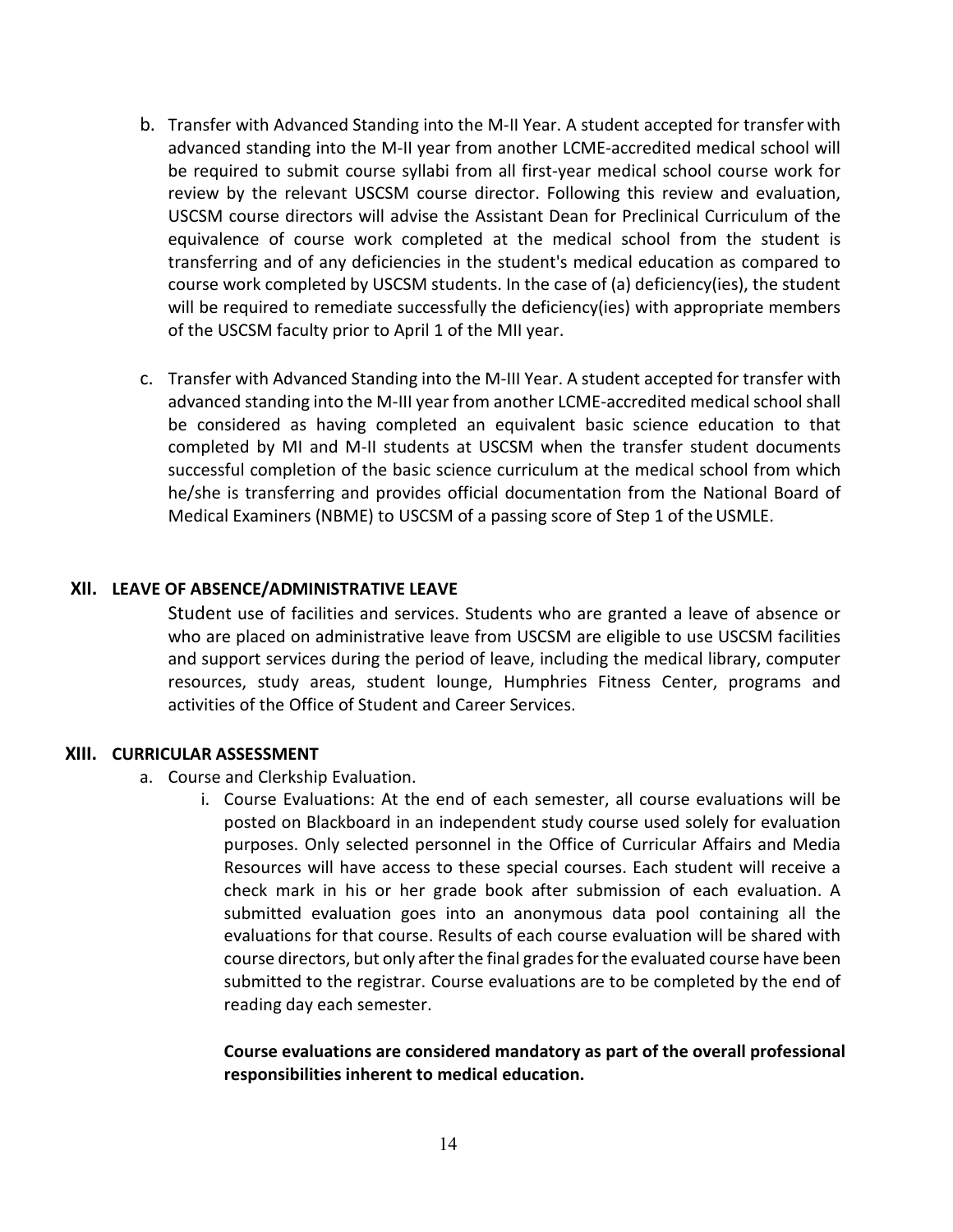b. Transfer with Advanced Standing into the M-II Year. A student accepted for transfer with advanced standing into the M-II year from another LCME-accredited medical school will be required to submit course syllabi from all first-year medical school course work for review by the relevant USCSM course director. Following this review and evaluation, USCSM course directors will advise the Assistant Dean for Preclinical Curriculum of the equivalence of course work completed at the medical school from the student is transferring and of any deficiencies in the student's medical education as compared to course work completed by USCSM students. In the case of (a) deficiency(ies), the student will be required to remediate successfully the deficiency(ies) with appropriate members of the USCSM faculty prior to April 1 of the MII year.

c. Transfer with Advanced Standing into the M-III Year. A student accepted for transfer with advanced standing into the M-III year from another LCME-accredited medical school shall be considered as having completed an equivalent basic science education to that completed by MI and M-II students at USCSM when the transfer student documents successful completion of the basic science curriculum at the medical school from which he/she is transferring and provides official documentation from the National Board of Medical Examiners (NBME) to USCSM of a passing score of Step 1 of the USMLE.

## XII. LEAVE OF ABSENCE/ADMINISTRATIVE LEAVE

Student use of facilities and services. Students who are granted a leave of absence or who are placed on administrative leave from USCSM are eligible to use USCSM facilities and support services during the period of leave, including the medical library, computer resources, study areas, student lounge, Humphries Fitness Center, programs and activities of the Office of Student and Career Services.

## XIII. CURRICULAR ASSESSMENT

a. Course and Clerkship Evaluation.

   i. Course Evaluations: At the end of each semester, all course evaluations will be posted on Blackboard in an independent study course used solely for evaluation purposes. Only selected personnel in the Office of Curricular Affairs and Media Resources will have access to these special courses. Each student will receive a check mark in his or her grade book after submission of each evaluation. A submitted evaluation goes into an anonymous data pool containing all the evaluations for that course. Results of each course evaluation will be shared with course directors, but only after the final grades for the evaluated course have been submitted to the registrar. Course evaluations are to be completed by the end of reading day each semester.

   **Course evaluations are considered mandatory as part of the overall professional responsibilities inherent to medical education.**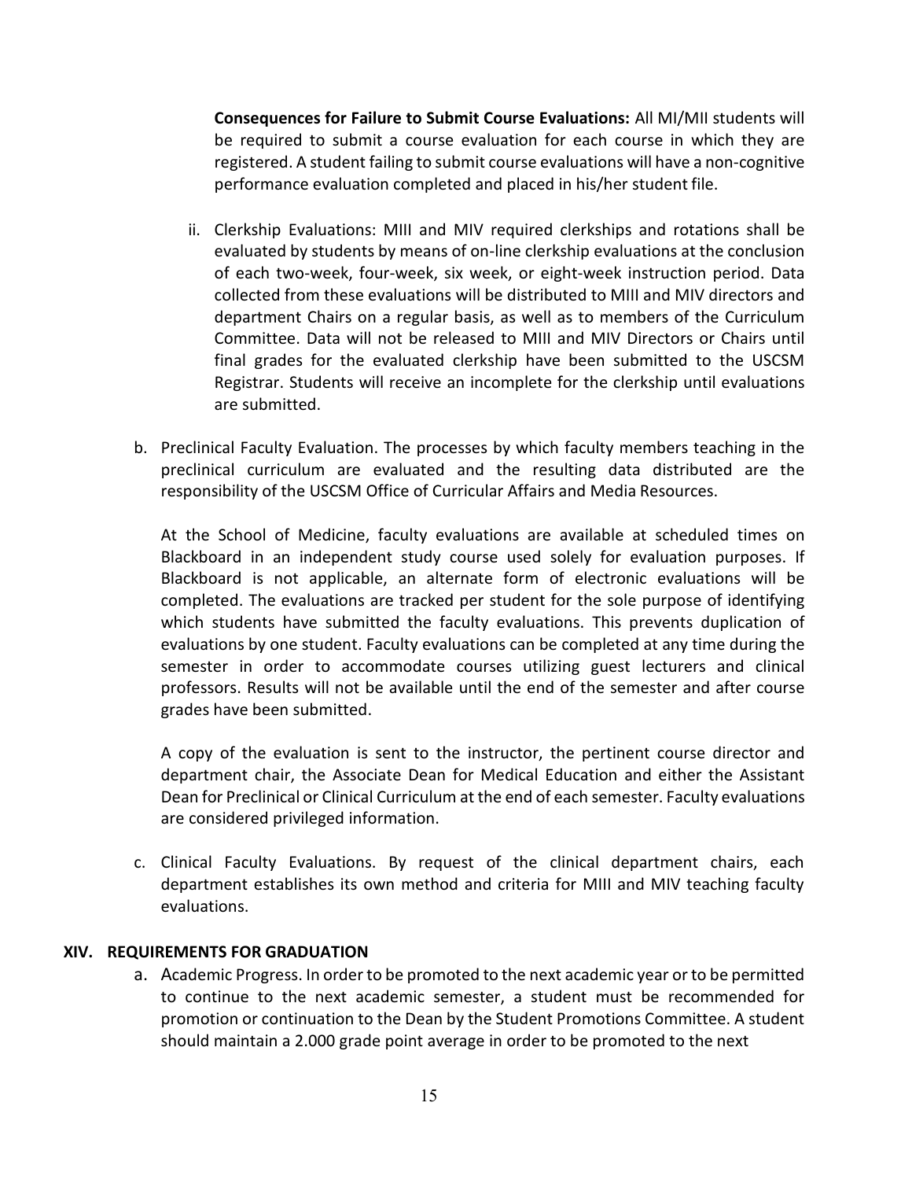**Consequences for Failure to Submit Course Evaluations:** All MI/MII students will be required to submit a course evaluation for each course in which they are registered. A student failing to submit course evaluations will have a non-cognitive performance evaluation completed and placed in his/her student file.

ii. Clerkship Evaluations: MIII and MIV required clerkships and rotations shall be evaluated by students by means of on-line clerkship evaluations at the conclusion of each two-week, four-week, six week, or eight-week instruction period. Data collected from these evaluations will be distributed to MIII and MIV directors and department Chairs on a regular basis, as well as to members of the Curriculum Committee. Data will not be released to MIII and MIV Directors or Chairs until final grades for the evaluated clerkship have been submitted to the USCSM Registrar. Students will receive an incomplete for the clerkship until evaluations are submitted.

b. Preclinical Faculty Evaluation. The processes by which faculty members teaching in the preclinical curriculum are evaluated and the resulting data distributed are the responsibility of the USCSM Office of Curricular Affairs and Media Resources.

At the School of Medicine, faculty evaluations are available at scheduled times on Blackboard in an independent study course used solely for evaluation purposes. If Blackboard is not applicable, an alternate form of electronic evaluations will be completed. The evaluations are tracked per student for the sole purpose of identifying which students have submitted the faculty evaluations. This prevents duplication of evaluations by one student. Faculty evaluations can be completed at any time during the semester in order to accommodate courses utilizing guest lecturers and clinical professors. Results will not be available until the end of the semester and after course grades have been submitted.

A copy of the evaluation is sent to the instructor, the pertinent course director and department chair, the Associate Dean for Medical Education and either the Assistant Dean for Preclinical or Clinical Curriculum at the end of each semester. Faculty evaluations are considered privileged information.

c. Clinical Faculty Evaluations. By request of the clinical department chairs, each department establishes its own method and criteria for MIII and MIV teaching faculty evaluations.

## XIV. REQUIREMENTS FOR GRADUATION

a. Academic Progress. In order to be promoted to the next academic year or to be permitted to continue to the next academic semester, a student must be recommended for promotion or continuation to the Dean by the Student Promotions Committee. A student should maintain a 2.000 grade point average in order to be promoted to the next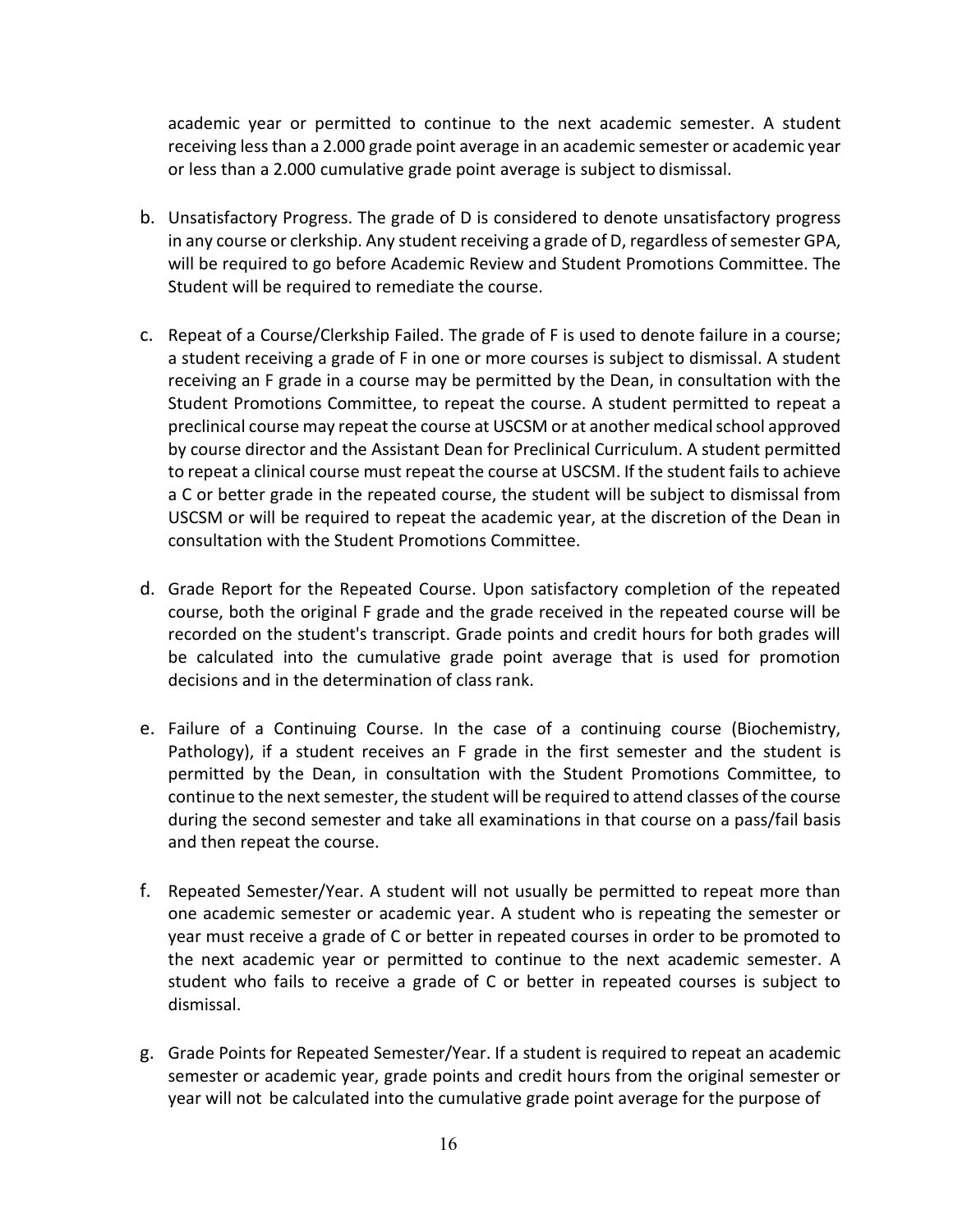academic year or permitted to continue to the next academic semester. A student receiving less than a 2.000 grade point average in an academic semester or academic year or less than a 2.000 cumulative grade point average is subject to dismissal.

b. Unsatisfactory Progress. The grade of D is considered to denote unsatisfactory progress in any course or clerkship. Any student receiving a grade of D, regardless of semester GPA, will be required to go before Academic Review and Student Promotions Committee. The Student will be required to remediate the course.

c. Repeat of a Course/Clerkship Failed. The grade of F is used to denote failure in a course; a student receiving a grade of F in one or more courses is subject to dismissal. A student receiving an F grade in a course may be permitted by the Dean, in consultation with the Student Promotions Committee, to repeat the course. A student permitted to repeat a preclinical course may repeat the course at USCSM or at another medical school approved by course director and the Assistant Dean for Preclinical Curriculum. A student permitted to repeat a clinical course must repeat the course at USCSM. If the student fails to achieve a C or better grade in the repeated course, the student will be subject to dismissal from USCSM or will be required to repeat the academic year, at the discretion of the Dean in consultation with the Student Promotions Committee.

d. Grade Report for the Repeated Course. Upon satisfactory completion of the repeated course, both the original F grade and the grade received in the repeated course will be recorded on the student's transcript. Grade points and credit hours for both grades will be calculated into the cumulative grade point average that is used for promotion decisions and in the determination of class rank.

e. Failure of a Continuing Course. In the case of a continuing course (Biochemistry, Pathology), if a student receives an F grade in the first semester and the student is permitted by the Dean, in consultation with the Student Promotions Committee, to continue to the next semester, the student will be required to attend classes of the course during the second semester and take all examinations in that course on a pass/fail basis and then repeat the course.

f. Repeated Semester/Year. A student will not usually be permitted to repeat more than one academic semester or academic year. A student who is repeating the semester or year must receive a grade of C or better in repeated courses in order to be promoted to the next academic year or permitted to continue to the next academic semester. A student who fails to receive a grade of C or better in repeated courses is subject to dismissal.

g. Grade Points for Repeated Semester/Year. If a student is required to repeat an academic semester or academic year, grade points and credit hours from the original semester or year will not be calculated into the cumulative grade point average for the purpose of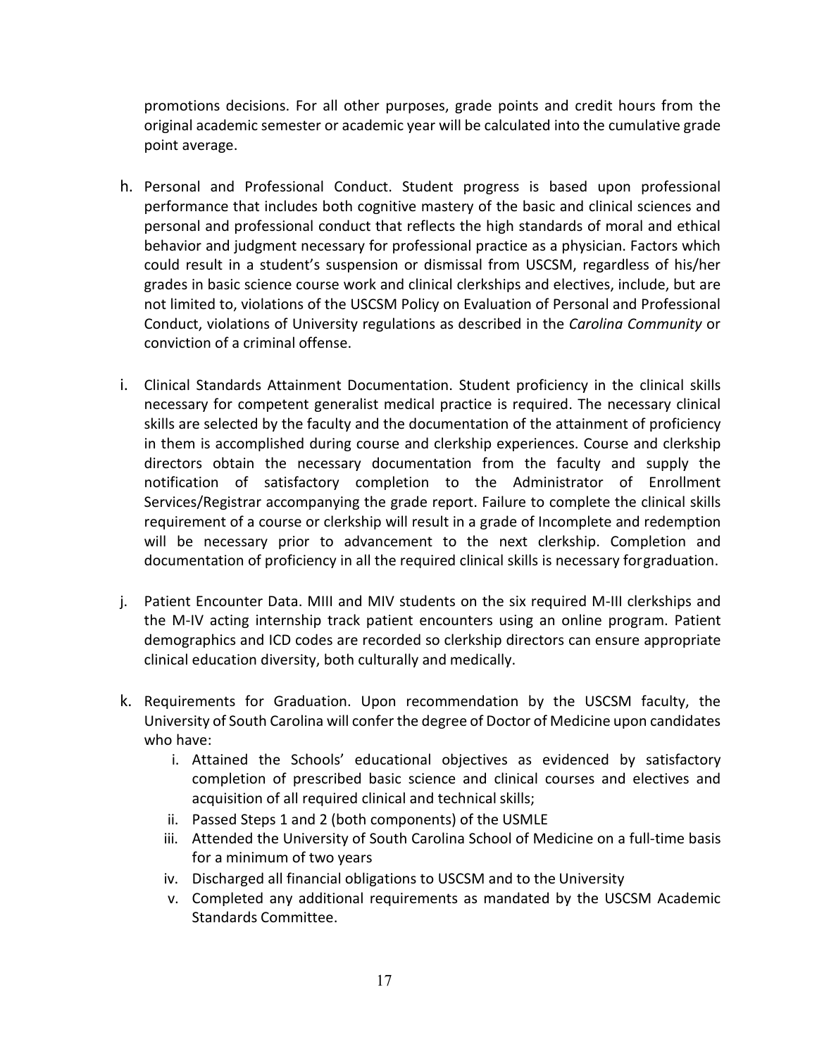promotions decisions. For all other purposes, grade points and credit hours from the original academic semester or academic year will be calculated into the cumulative grade point average.

h. Personal and Professional Conduct. Student progress is based upon professional performance that includes both cognitive mastery of the basic and clinical sciences and personal and professional conduct that reflects the high standards of moral and ethical behavior and judgment necessary for professional practice as a physician. Factors which could result in a student's suspension or dismissal from USCSM, regardless of his/her grades in basic science course work and clinical clerkships and electives, include, but are not limited to, violations of the USCSM Policy on Evaluation of Personal and Professional Conduct, violations of University regulations as described in the *Carolina Community* or conviction of a criminal offense.

i. Clinical Standards Attainment Documentation. Student proficiency in the clinical skills necessary for competent generalist medical practice is required. The necessary clinical skills are selected by the faculty and the documentation of the attainment of proficiency in them is accomplished during course and clerkship experiences. Course and clerkship directors obtain the necessary documentation from the faculty and supply the notification of satisfactory completion to the Administrator of Enrollment Services/Registrar accompanying the grade report. Failure to complete the clinical skills requirement of a course or clerkship will result in a grade of Incomplete and redemption will be necessary prior to advancement to the next clerkship. Completion and documentation of proficiency in all the required clinical skills is necessary forgraduation.

j. Patient Encounter Data. MIII and MIV students on the six required M-III clerkships and the M-IV acting internship track patient encounters using an online program. Patient demographics and ICD codes are recorded so clerkship directors can ensure appropriate clinical education diversity, both culturally and medically.

k. Requirements for Graduation. Upon recommendation by the USCSM faculty, the University of South Carolina will confer the degree of Doctor of Medicine upon candidates who have:

   i. Attained the Schools' educational objectives as evidenced by satisfactory completion of prescribed basic science and clinical courses and electives and acquisition of all required clinical and technical skills;
   ii. Passed Steps 1 and 2 (both components) of the USMLE
   iii. Attended the University of South Carolina School of Medicine on a full-time basis for a minimum of two years
   iv. Discharged all financial obligations to USCSM and to the University
   v. Completed any additional requirements as mandated by the USCSM Academic Standards Committee.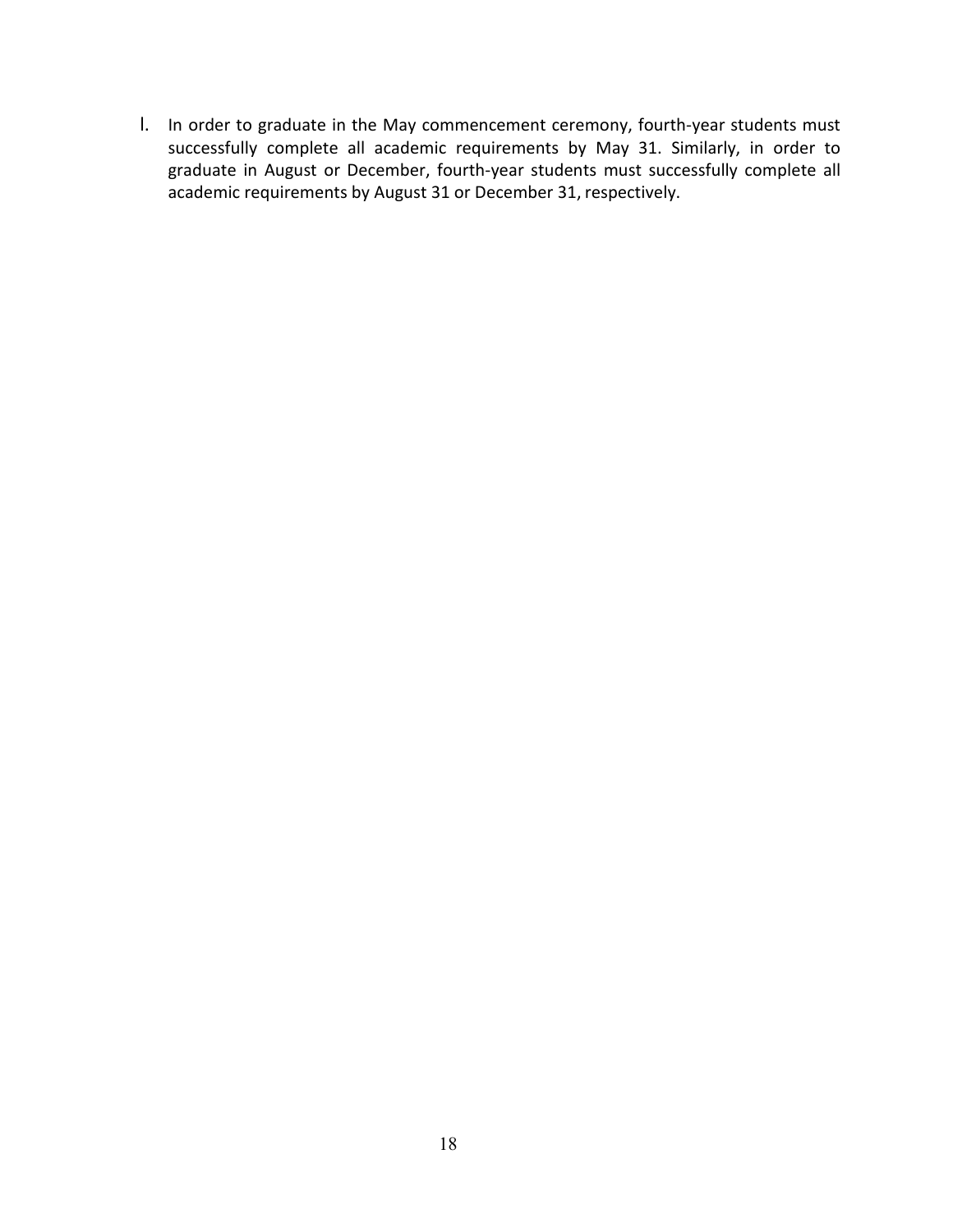l. In order to graduate in the May commencement ceremony, fourth-year students must successfully complete all academic requirements by May 31. Similarly, in order to graduate in August or December, fourth-year students must successfully complete all academic requirements by August 31 or December 31, respectively.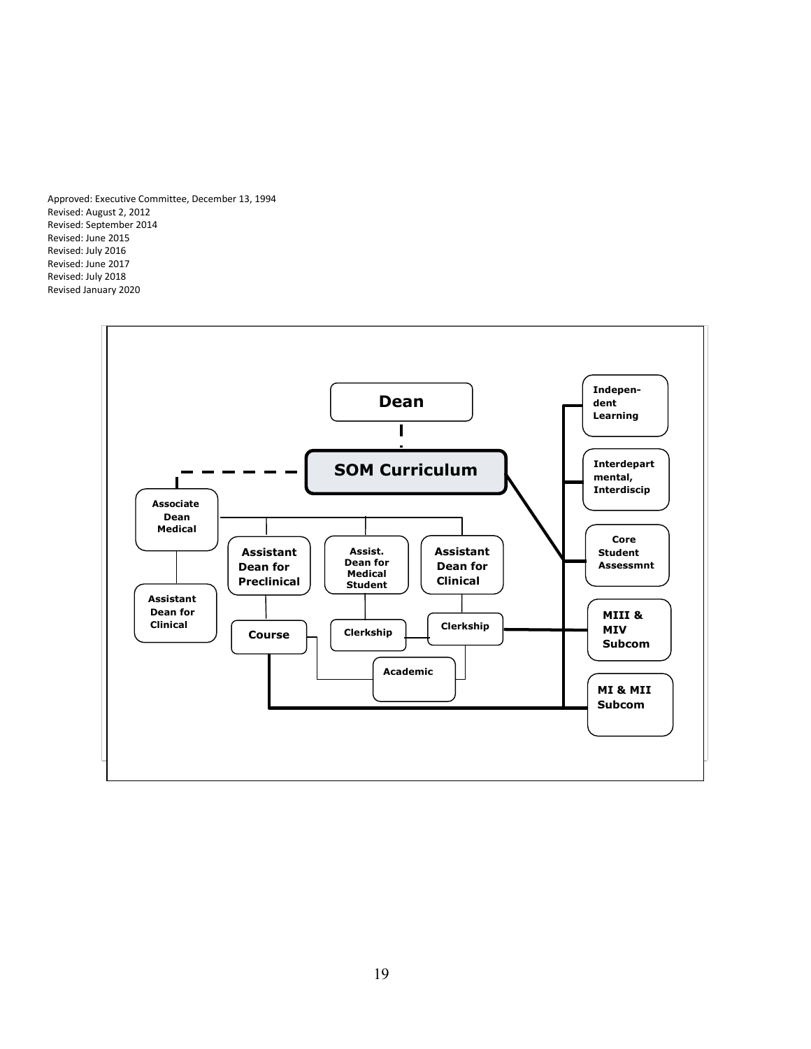Approved: Executive Committee, December 13, 1994
Revised: August 2, 2012
Revised: September 2014
Revised: June 2015
Revised: July 2016
Revised: June 2017
Revised: July 2018
Revised January 2020

Dean

SOM Curriculum

Associate Dean Medical

Assistant Dean for Clinical

Assistant Dean for Preclinical

Assist. Dean for Medical Student

Assistant Dean for Clinical

Course

Clerkship

Clerkship

Academic

Indepen-dent Learning

Interdepartmental, Interdiscip

Core Student Assessmnt

MIII & MIV Subcom

MI & MII Subcom